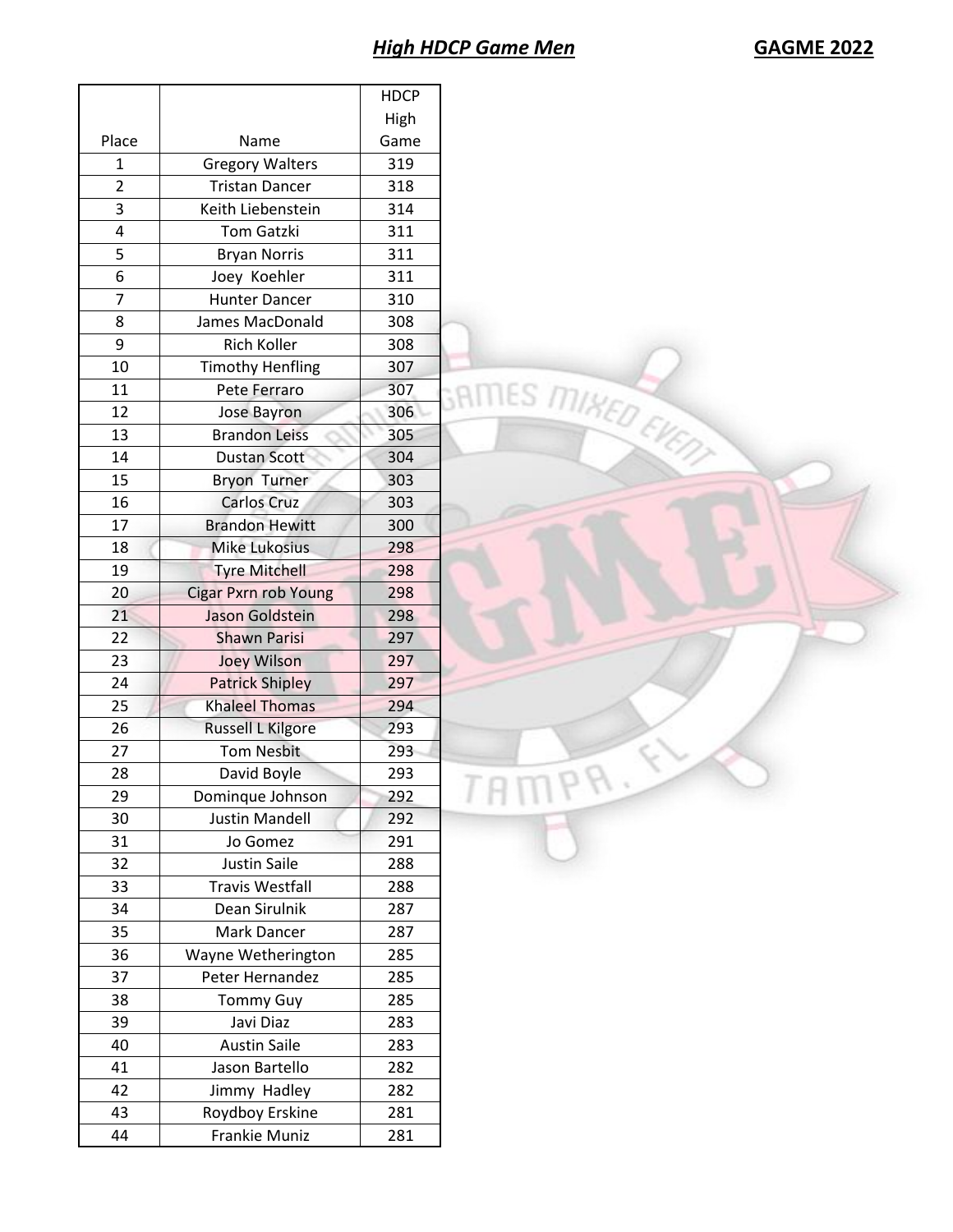## ***High HDCP Game Men*** **GAGME 2022**

| Place | Name | HDCP High Game |
|---|---|---|
| 1 | Gregory Walters | 319 |
| 2 | Tristan Dancer | 318 |
| 3 | Keith Liebenstein | 314 |
| 4 | Tom Gatzki | 311 |
| 5 | Bryan Norris | 311 |
| 6 | Joey Koehler | 311 |
| 7 | Hunter Dancer | 310 |
| 8 | James MacDonald | 308 |
| 9 | Rich Koller | 308 |
| 10 | Timothy Henfling | 307 |
| 11 | Pete Ferraro | 307 |
| 12 | Jose Bayron | 306 |
| 13 | Brandon Leiss | 305 |
| 14 | Dustan Scott | 304 |
| 15 | Bryon Turner | 303 |
| 16 | Carlos Cruz | 303 |
| 17 | Brandon Hewitt | 300 |
| 18 | Mike Lukosius | 298 |
| 19 | Tyre Mitchell | 298 |
| 20 | Cigar Pxrn rob Young | 298 |
| 21 | Jason Goldstein | 298 |
| 22 | Shawn Parisi | 297 |
| 23 | Joey Wilson | 297 |
| 24 | Patrick Shipley | 297 |
| 25 | Khaleel Thomas | 294 |
| 26 | Russell L Kilgore | 293 |
| 27 | Tom Nesbit | 293 |
| 28 | David Boyle | 293 |
| 29 | Dominque Johnson | 292 |
| 30 | Justin Mandell | 292 |
| 31 | Jo Gomez | 291 |
| 32 | Justin Saile | 288 |
| 33 | Travis Westfall | 288 |
| 34 | Dean Sirulnik | 287 |
| 35 | Mark Dancer | 287 |
| 36 | Wayne Wetherington | 285 |
| 37 | Peter Hernandez | 285 |
| 38 | Tommy Guy | 285 |
| 39 | Javi Diaz | 283 |
| 40 | Austin Saile | 283 |
| 41 | Jason Bartello | 282 |
| 42 | Jimmy Hadley | 282 |
| 43 | Roydboy Erskine | 281 |
| 44 | Frankie Muniz | 281 |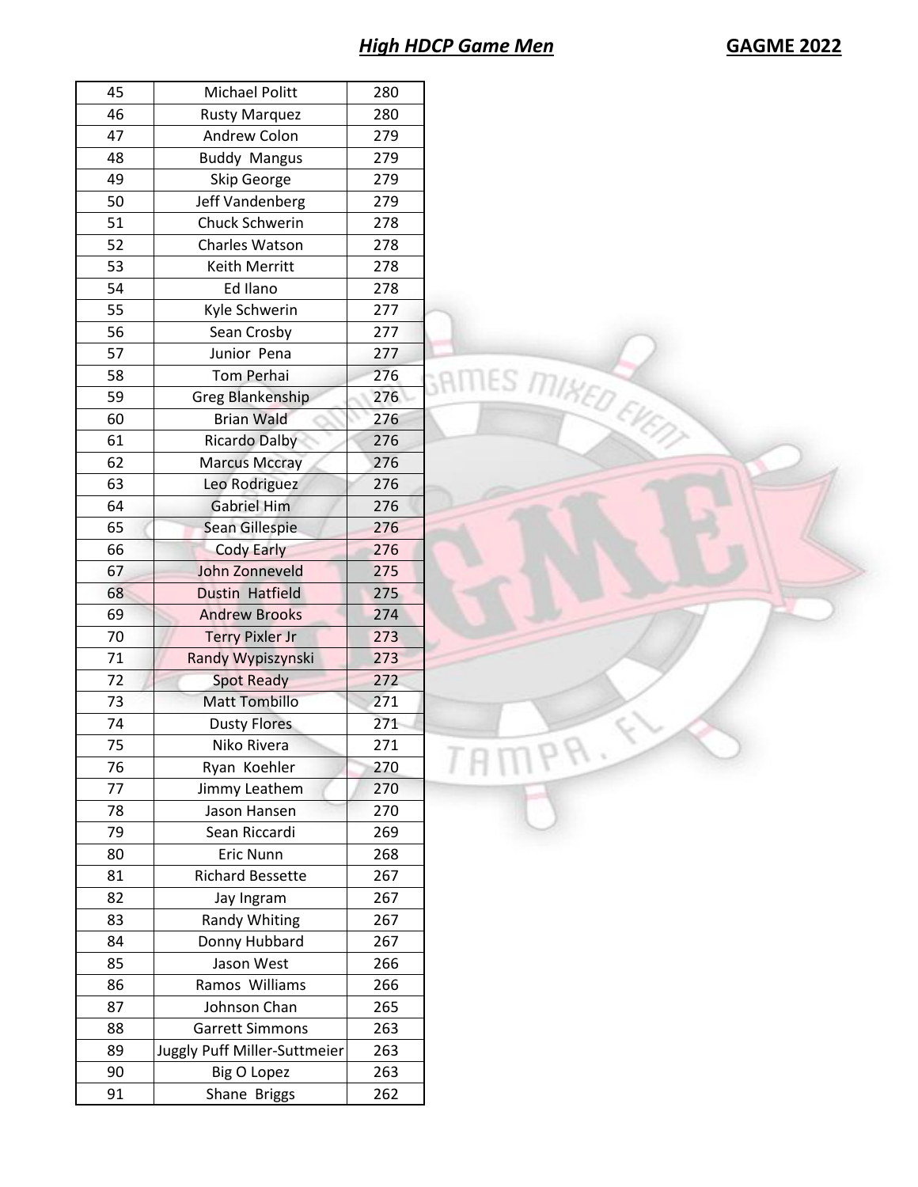## *High HDCP Game Men* GAGME 2022

| | | |
|---|---|---|
| 45 | Michael Politt | 280 |
| 46 | Rusty Marquez | 280 |
| 47 | Andrew Colon | 279 |
| 48 | Buddy Mangus | 279 |
| 49 | Skip George | 279 |
| 50 | Jeff Vandenberg | 279 |
| 51 | Chuck Schwerin | 278 |
| 52 | Charles Watson | 278 |
| 53 | Keith Merritt | 278 |
| 54 | Ed Ilano | 278 |
| 55 | Kyle Schwerin | 277 |
| 56 | Sean Crosby | 277 |
| 57 | Junior Pena | 277 |
| 58 | Tom Perhai | 276 |
| 59 | Greg Blankenship | 276 |
| 60 | Brian Wald | 276 |
| 61 | Ricardo Dalby | 276 |
| 62 | Marcus Mccray | 276 |
| 63 | Leo Rodriguez | 276 |
| 64 | Gabriel Him | 276 |
| 65 | Sean Gillespie | 276 |
| 66 | Cody Early | 276 |
| 67 | John Zonneveld | 275 |
| 68 | Dustin Hatfield | 275 |
| 69 | Andrew Brooks | 274 |
| 70 | Terry Pixler Jr | 273 |
| 71 | Randy Wypiszynski | 273 |
| 72 | Spot Ready | 272 |
| 73 | Matt Tombillo | 271 |
| 74 | Dusty Flores | 271 |
| 75 | Niko Rivera | 271 |
| 76 | Ryan Koehler | 270 |
| 77 | Jimmy Leathem | 270 |
| 78 | Jason Hansen | 270 |
| 79 | Sean Riccardi | 269 |
| 80 | Eric Nunn | 268 |
| 81 | Richard Bessette | 267 |
| 82 | Jay Ingram | 267 |
| 83 | Randy Whiting | 267 |
| 84 | Donny Hubbard | 267 |
| 85 | Jason West | 266 |
| 86 | Ramos Williams | 266 |
| 87 | Johnson Chan | 265 |
| 88 | Garrett Simmons | 263 |
| 89 | Juggly Puff Miller-Suttmeier | 263 |
| 90 | Big O Lopez | 263 |
| 91 | Shane Briggs | 262 |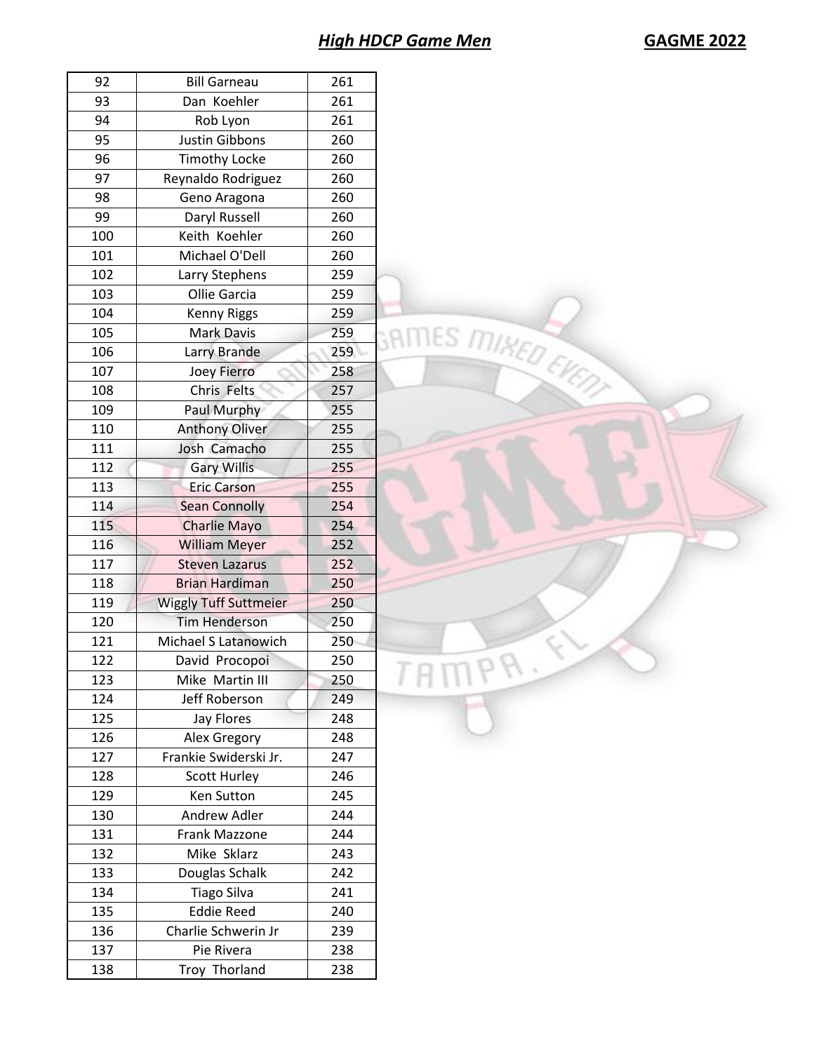## *High HDCP Game Men* GAGME 2022

| | | |
|---|---|---|
| 92 | Bill Garneau | 261 |
| 93 | Dan Koehler | 261 |
| 94 | Rob Lyon | 261 |
| 95 | Justin Gibbons | 260 |
| 96 | Timothy Locke | 260 |
| 97 | Reynaldo Rodriguez | 260 |
| 98 | Geno Aragona | 260 |
| 99 | Daryl Russell | 260 |
| 100 | Keith Koehler | 260 |
| 101 | Michael O'Dell | 260 |
| 102 | Larry Stephens | 259 |
| 103 | Ollie Garcia | 259 |
| 104 | Kenny Riggs | 259 |
| 105 | Mark Davis | 259 |
| 106 | Larry Brande | 259 |
| 107 | Joey Fierro | 258 |
| 108 | Chris Felts | 257 |
| 109 | Paul Murphy | 255 |
| 110 | Anthony Oliver | 255 |
| 111 | Josh Camacho | 255 |
| 112 | Gary Willis | 255 |
| 113 | Eric Carson | 255 |
| 114 | Sean Connolly | 254 |
| 115 | Charlie Mayo | 254 |
| 116 | William Meyer | 252 |
| 117 | Steven Lazarus | 252 |
| 118 | Brian Hardiman | 250 |
| 119 | Wiggly Tuff Suttmeier | 250 |
| 120 | Tim Henderson | 250 |
| 121 | Michael S Latanowich | 250 |
| 122 | David Procopoi | 250 |
| 123 | Mike Martin III | 250 |
| 124 | Jeff Roberson | 249 |
| 125 | Jay Flores | 248 |
| 126 | Alex Gregory | 248 |
| 127 | Frankie Swiderski Jr. | 247 |
| 128 | Scott Hurley | 246 |
| 129 | Ken Sutton | 245 |
| 130 | Andrew Adler | 244 |
| 131 | Frank Mazzone | 244 |
| 132 | Mike Sklarz | 243 |
| 133 | Douglas Schalk | 242 |
| 134 | Tiago Silva | 241 |
| 135 | Eddie Reed | 240 |
| 136 | Charlie Schwerin Jr | 239 |
| 137 | Pie Rivera | 238 |
| 138 | Troy Thorland | 238 |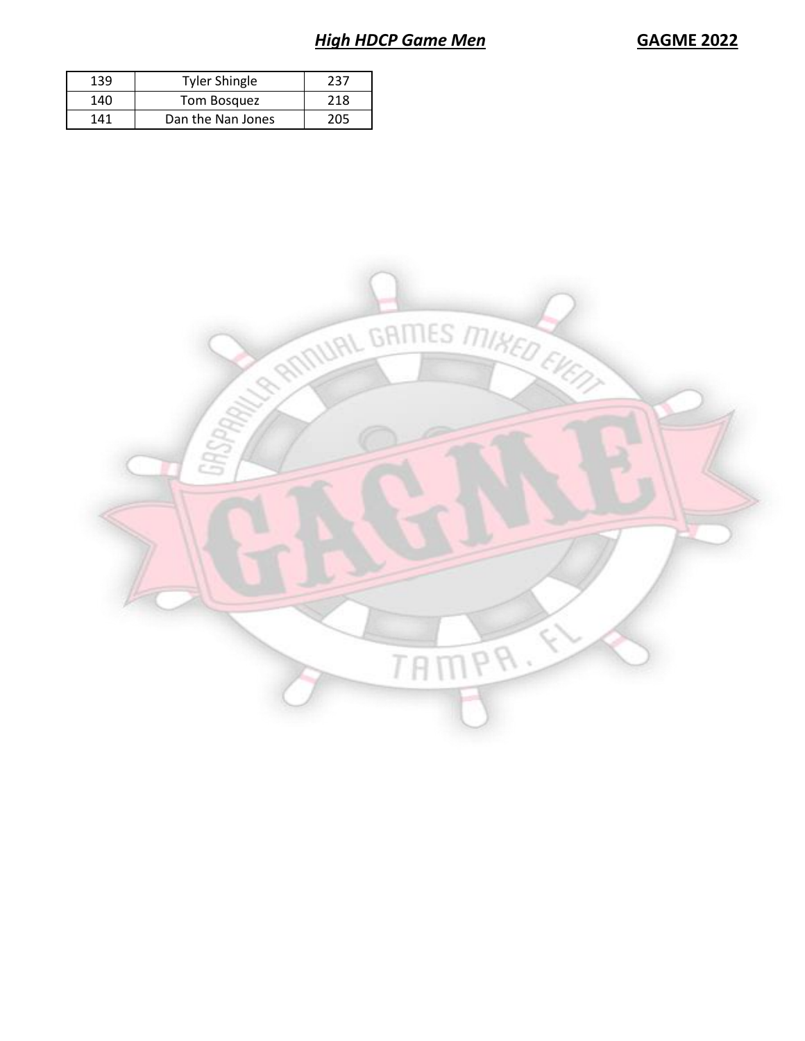| | | |
|---|---|---|
| 139 | Tyler Shingle | 237 |
| 140 | Tom Bosquez | 218 |
| 141 | Dan the Nan Jones | 205 |